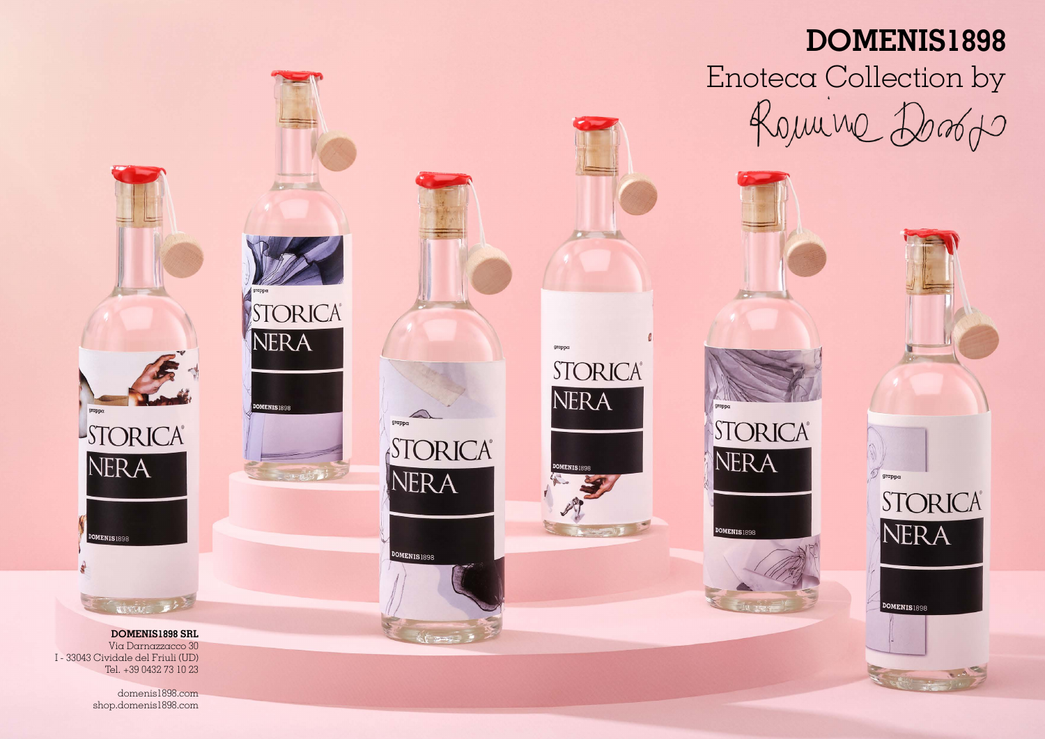# DOMENIS1898

Enoteca Collection by

Romine Dosso

**DOMENIS1898 SRL**
Via Darnazzacco 30
I - 33043 Cividale del Friuli (UD)
Tel. +39 0432 73 10 23

domenis1898.com
shop.domenis1898.com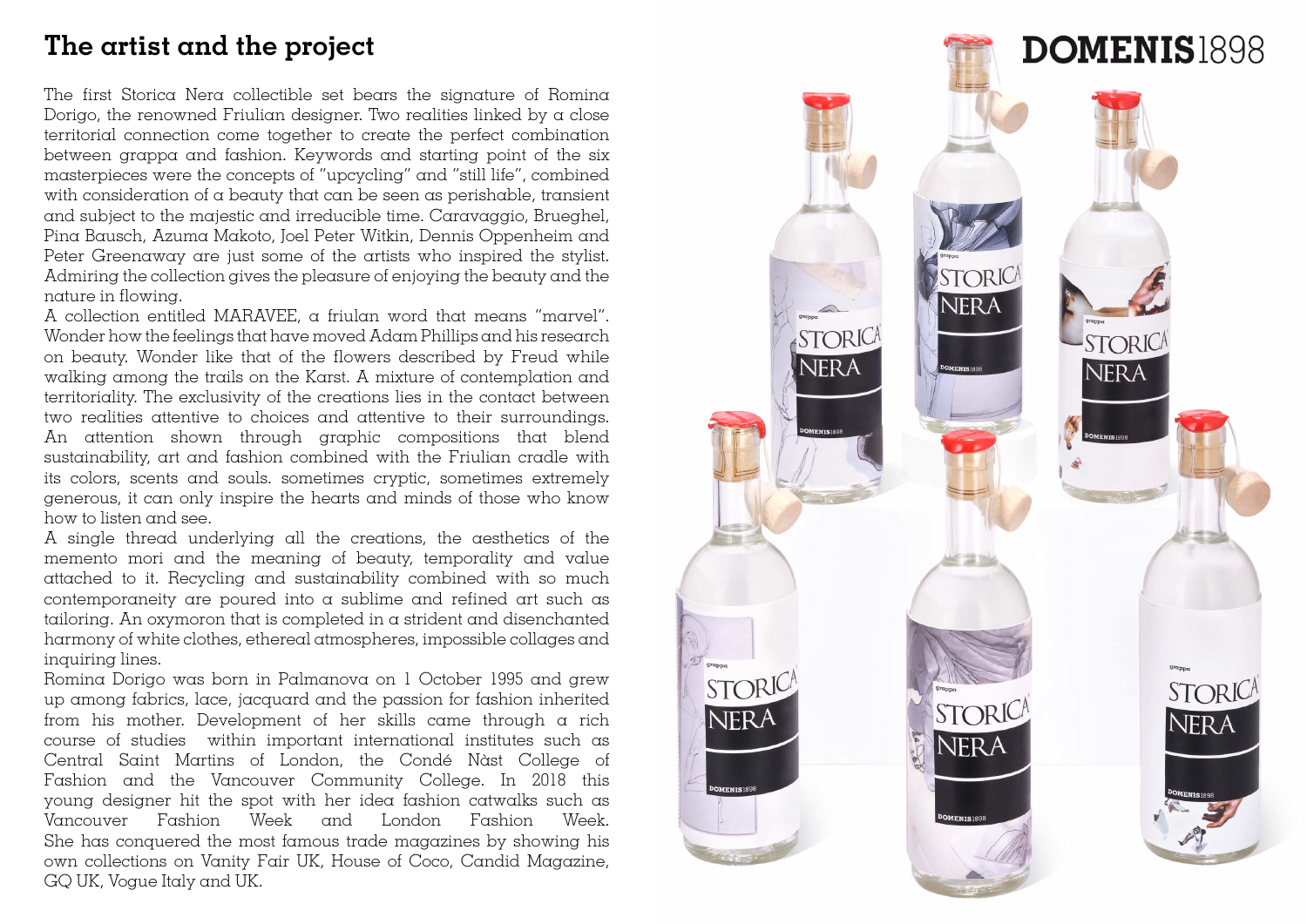## The artist and the project

The first Storica Nera collectible set bears the signature of Romina Dorigo, the renowned Friulian designer. Two realities linked by a close territorial connection come together to create the perfect combination between grappa and fashion. Keywords and starting point of the six masterpieces were the concepts of "upcycling" and "still life", combined with consideration of a beauty that can be seen as perishable, transient and subject to the majestic and irreducible time. Caravaggio, Brueghel, Pina Bausch, Azuma Makoto, Joel Peter Witkin, Dennis Oppenheim and Peter Greenaway are just some of the artists who inspired the stylist. Admiring the collection gives the pleasure of enjoying the beauty and the nature in flowing.

A collection entitled MARAVEE, a friulan word that means "marvel". Wonder how the feelings that have moved Adam Phillips and his research on beauty. Wonder like that of the flowers described by Freud while walking among the trails on the Karst. A mixture of contemplation and territoriality. The exclusivity of the creations lies in the contact between two realities attentive to choices and attentive to their surroundings. An attention shown through graphic compositions that blend sustainability, art and fashion combined with the Friulian cradle with its colors, scents and souls. sometimes cryptic, sometimes extremely generous, it can only inspire the hearts and minds of those who know how to listen and see.

A single thread underlying all the creations, the aesthetics of the memento mori and the meaning of beauty, temporality and value attached to it. Recycling and sustainability combined with so much contemporaneity are poured into a sublime and refined art such as tailoring. An oxymoron that is completed in a strident and disenchanted harmony of white clothes, ethereal atmospheres, impossible collages and inquiring lines.

Romina Dorigo was born in Palmanova on 1 October 1995 and grew up among fabrics, lace, jacquard and the passion for fashion inherited from his mother. Development of her skills came through a rich course of studies within important international institutes such as Central Saint Martins of London, the Condé Nàst College of Fashion and the Vancouver Community College. In 2018 this young designer hit the spot with her idea fashion catwalks such as Vancouver Fashion Week and London Fashion Week. She has conquered the most famous trade magazines by showing his own collections on Vanity Fair UK, House of Coco, Candid Magazine, GQ UK, Vogue Italy and UK.

**DOMENIS**1898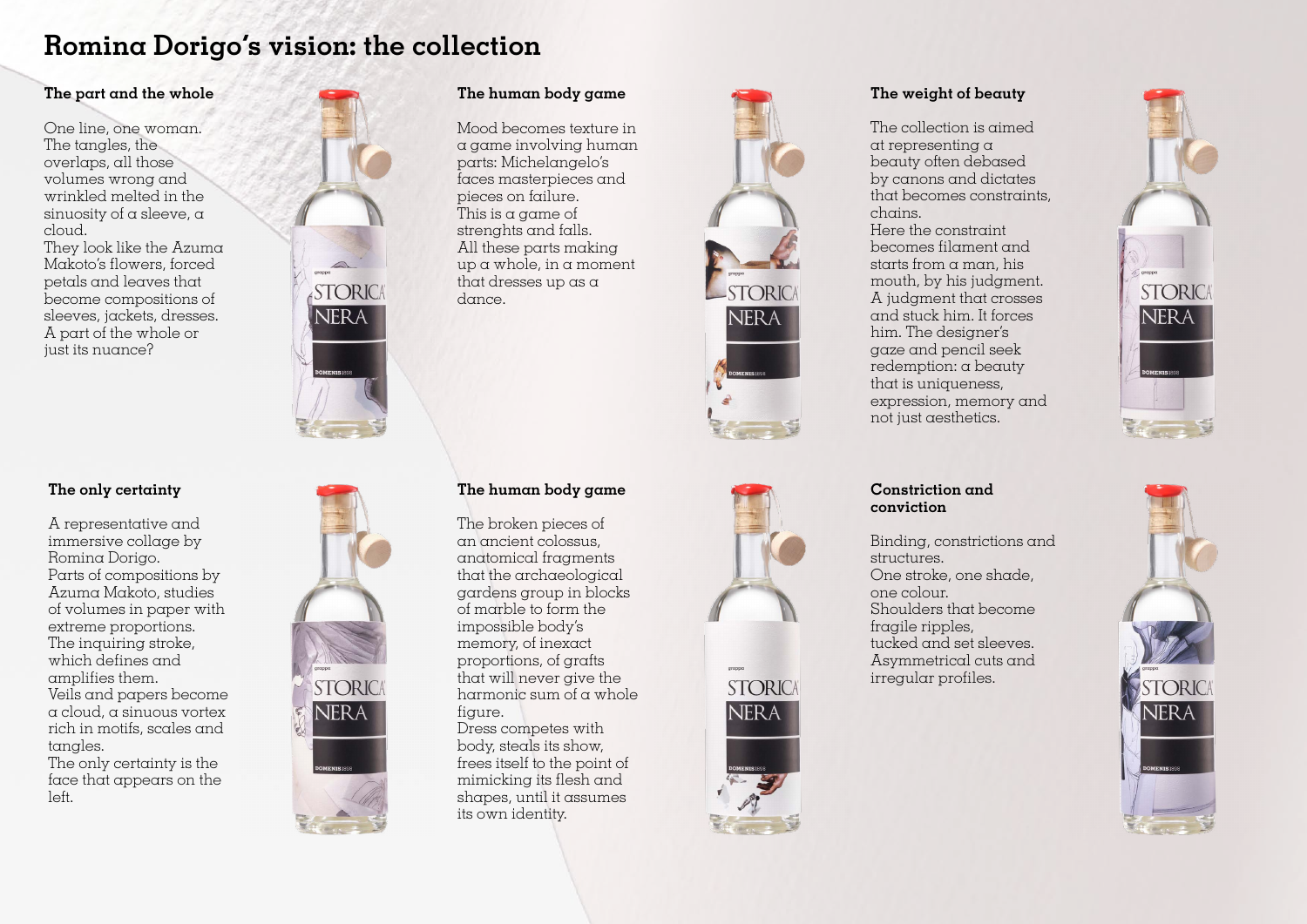# Romina Dorigo's vision: the collection

### The part and the whole

One line, one woman.
The tangles, the overlaps, all those volumes wrong and wrinkled melted in the sinuosity of a sleeve, a cloud.
They look like the Azuma Makoto's flowers, forced petals and leaves that become compositions of sleeves, jackets, dresses.
A part of the whole or just its nuance?

### The human body game

Mood becomes texture in a game involving human parts: Michelangelo's faces masterpieces and pieces on failure.
This is a game of strenghts and falls.
All these parts making up a whole, in a moment that dresses up as a dance.

### The weight of beauty

The collection is aimed at representing a beauty often debased by canons and dictates that becomes constraints, chains.
Here the constraint becomes filament and starts from a man, his mouth, by his judgment.
A judgment that crosses and stuck him. It forces him. The designer's gaze and pencil seek redemption: a beauty that is uniqueness, expression, memory and not just aesthetics.

### The only certainty

A representative and immersive collage by Romina Dorigo.
Parts of compositions by Azuma Makoto, studies of volumes in paper with extreme proportions.
The inquiring stroke, which defines and amplifies them.
Veils and papers become a cloud, a sinuous vortex rich in motifs, scales and tangles.
The only certainty is the face that appears on the left.

### The human body game

The broken pieces of an ancient colossus, anatomical fragments that the archaeological gardens group in blocks of marble to form the impossible body's memory, of inexact proportions, of grafts that will never give the harmonic sum of a whole figure.
Dress competes with body, steals its show, frees itself to the point of mimicking its flesh and shapes, until it assumes its own identity.

### Constriction and conviction

Binding, constrictions and structures.
One stroke, one shade, one colour.
Shoulders that become fragile ripples, tucked and set sleeves.
Asymmetrical cuts and irregular profiles.